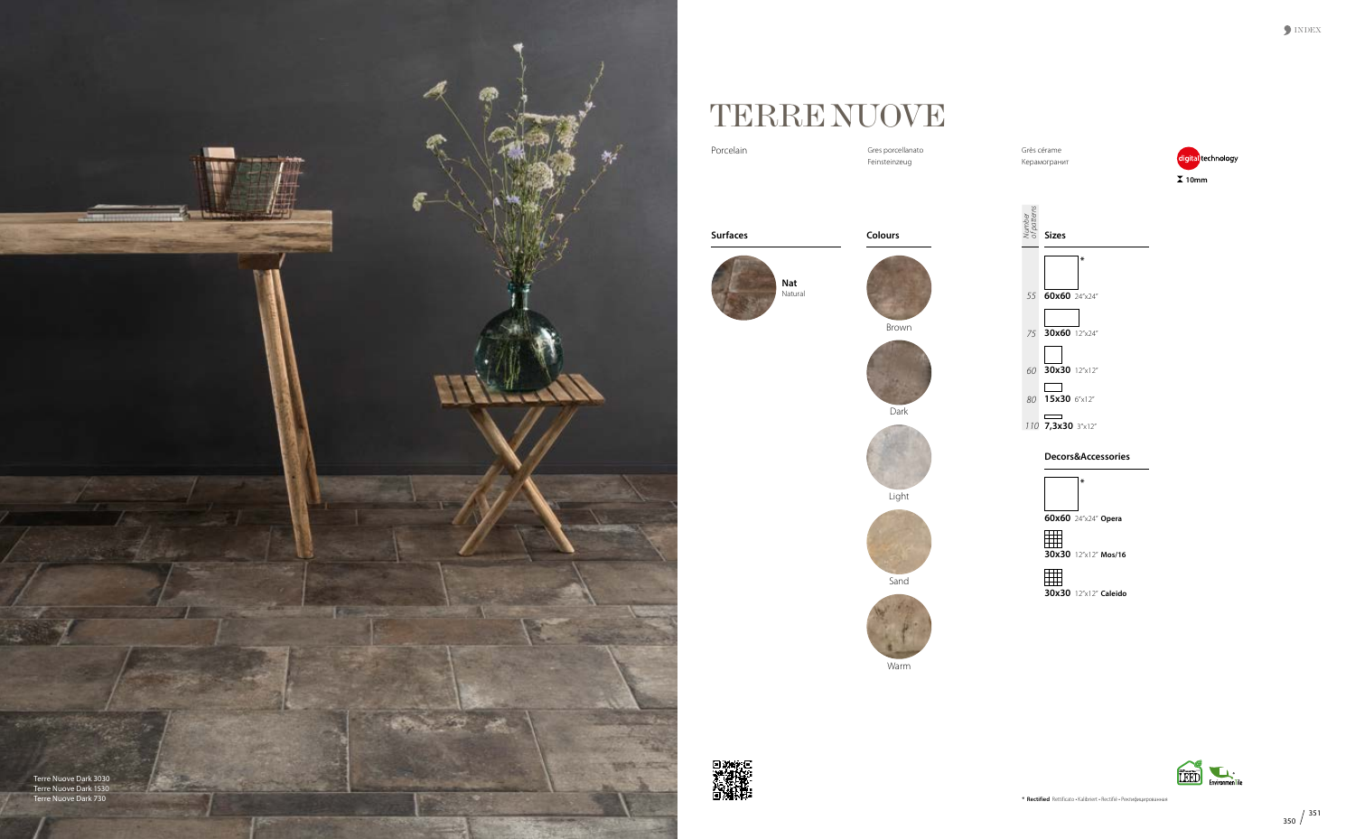# TERRE NUOVE

Porcelain

Gres porcellanato
Feinsteinzeug

Grès cérame
Керамогранит

digital technology

10mm

## Surfaces

**Nat**
Natural

## Colours

Brown

Dark

Light

Sand

Warm

## Sizes

| Number of patterns | Size |
| --- | --- |
| 55 | **60x60** 24"x24" * |
| 75 | **30x60** 12"x24" |
| 60 | **30x30** 12"x12" |
| 80 | **15x30** 6"x12" |
| 110 | **7,3x30** 3"x12" |

## Decors&Accessories

**60x60** 24"x24" **Opera** *

**30x30** 12"x12" **Mos/16**

**30x30** 12"x12" **Caleido**

Terre Nuove Dark 3030
Terre Nuove Dark 1530
Terre Nuove Dark 730

\* **Rectified** Rettificato • Kalibriert • Rectifié • Ректифицированные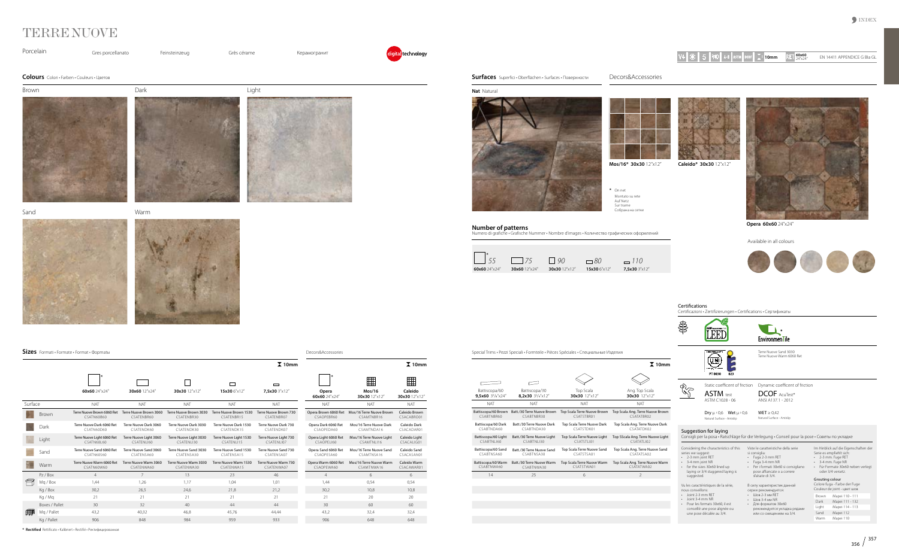# TERRE NUOVE

Porcelain | Gres porcellanato | Feinsteinzeug | Grès cérame | Керамогранит

digital technology

10mm | 60x60 24"x24" | EN 14411 APPENDICE G Bla GL

## Colours
Colori • Farben • Couleurs • Цвета

Brown

Dark

Light

Sand

Warm

## Surfaces
Superfici • Oberflächen • Surfaces • Поверхности

Nat Natural

## Decors&Accessories

Mos/16* 30x30 12"x12"

Caleido* 30x30 12"x12"

Opera 60x60 24"x24"

* On net
Montato su rete
Auf Netz
Sur trame
Собрана на сетке

Available in all colours

## Number of patterns
Numero di grafiche • Grafische Nummer • Nombre d'images • Количество графических оформлений

| 60x60 24"x24" | 30x60 12"x24" | 30x30 12"x12" | 15x30 6"x12" | 7,5x30 3"x12" |
|---|---|---|---|---|
| *55 | 75 | 90 | 80 | 110 |

## Sizes
Formati • Formate • Format • Форматы

| | 60x60* 24"x24" | 30x60 12"x24" | 30x30 12"x12" | 15x30 6"x12" | 7,5x30 3"x12" | Opera* 60x60 24"x24" | Mos/16 30x30 12"x12" | Caleido 30x30 12"x12" |
|---|---|---|---|---|---|---|---|---|
| Surface | NAT | NAT | NAT | NAT | NAT | NAT | NAT | NAT |
| Brown | Terre Nuove Brown 6060 Ret CSATNBR60 | Terre Nuove Brown 3060 CSATENBR60 | Terre Nuove Brown 3030 CSATENBR30 | Terre Nuove Brown 1530 CSATENBR15 | Terre Nuove Brown 730 CSATENBR07 | Opera Brown 6060 Ret CSAOPEBR60 | Mos/16 Terre Nuove Brown CSAMTNBR16 | Caleido Brown CSACABRO01 |
| Dark | Terre Nuove Dark 6060 Ret CSATND60 | Terre Nuove Dark 3060 CSATENDK60 | Terre Nuove Dark 3030 CSATENDK30 | Terre Nuove Dark 1530 CSATENDK15 | Terre Nuove Dark 730 CSATENDK07 | Opera Dark 6060 Ret CSAOPEDA60 | Mos/16 Terre Nuove Dark CSAMTNDA16 | Caleido Dark CSACADAR01 |
| Light | Terre Nuove Light 6060 Ret CSATNL60 | Terre Nuove Light 3060 CSATENLI60 | Terre Nuove Light 3030 CSATENLI30 | Terre Nuove Light 1530 CSATENLI15 | Terre Nuove Light 730 CSATENLI07 | Opera Light 6060 Ret CSAOPELI60 | Mos/16 Terre Nuove Light CSAMTNLI16 | Caleido Light CSACALIG01 |
| Sand | Terre Nuove Sand 6060 Ret CSATNS60 | Terre Nuove Sand 3060 CSATENSA60 | Terre Nuove Sand 3030 CSATENSA30 | Terre Nuove Sand 1530 CSATENSA15 | Terre Nuove Sand 730 CSATENSA07 | Opera Sand 6060 Ret CSAOPESA60 | Mos/16 Terre Nuove Sand CSAMTNSA16 | Caleido Sand CSACASAN01 |
| Warm | Terre Nuove Warm 6060 Ret CSATNW60 | Terre Nuove Warm 3060 CSATENWA60 | Terre Nuove Warm 3030 CSATENWA30 | Terre Nuove Warm 1530 CSATENWA15 | Terre Nuove Warm 730 CSATENWA07 | Opera Warm 6060 Ret CSAOPEWA60 | Mos/16 Terre Nuove Warm CSAMTNWA16 | Caleido Warm CSACAWAR01 |
| Pz / Box | 4 | 7 | 13 | 23 | 46 | 4 | 6 | 6 |
| Mq / Box | 1,44 | 1,26 | 1,17 | 1,04 | 1,01 | 1,44 | 0,54 | 0,54 |
| Kg / Box | 30,2 | 26,5 | 24,6 | 21,8 | 21,2 | 30,2 | 10,8 | 10,8 |
| Kg / Mq | 21 | 21 | 21 | 21 | 21 | 21 | 20 | 20 |
| Boxes / Pallet | 30 | 32 | 40 | 44 | 44 | 30 | 60 | 60 |
| Mq / Pallet | 43,2 | 40,32 | 46,8 | 45,76 | 44,44 | 43,2 | 32,4 | 32,4 |
| Kg / Pallet | 906 | 848 | 984 | 959 | 933 | 906 | 648 | 648 |

\* Rectified Rettificato • Kalibriert • Rectifié • Ректифицированная

## Special Trims
Pezzi Speciali • Formteile • Pièces Spéciales • Специальные Изделия

| Battiscopa/60 9,5x60 3"x24" | Battiscopa/30 8,2x30 3"x12" | Top Scala 30x30 12"x12" | Ang. Top Scala 30x30 12"x12" |
|---|---|---|---|
| NAT | NAT | NAT | NAT |
| Battiscopa/60 Brown CSABTNBR60 | Batt./30 Terre Nuove Brown CSABTNBR30 | Top Scala Terre Nuove Brown CSATSTBR01 | Top Scala Ang. Terre Nuove Brown CSATATBR02 |
| Battiscopa/60 Dark CSABTNDA60 | Batt./30 Terre Nuove Dark CSABTNDA30 | Top Scala Terre Nuove Dark CSATSTDK01 | Top Scala Ang. Terre Nuove Dark CSATATDK02 |
| Battiscopa/60 Light CSABTNLI60 | Batt./30 Terre Nuove Light CSABTNLI30 | Top Scala Terre Nuove Light CSATSTLI01 | Top SScala Ang. Terre Nuove Light CSATATLI02 |
| Battiscopa/60 Sand CSABTNSA60 | Batt./30 Terre Nuove Sand CSABTNSA30 | Top Scala Terre Nuove Sand CSATSTSA01 | Top Scala Ang. Terre Nuove Sand CSATATSA02 |
| Battiscopa/60 Warm CSABTNWA60 | Batt./30 Terre Nuove Warm CSABTNWA30 | Top Scala Terre Nuove Warm CSATSTWA01 | Top Scala Ang. Terre Nuove Warm CSATATWA02 |
| 14 | 25 | 6 | 2 |

## Certifications
Certificazioni • Zertifizierungen • Certifications • Сертификаты

LEED

EnvironmenTile

UNI PT 0030 023

Terre Nuove Sand 3030
Terre Nuove Warm 6060 Ret

Static coefficent of friction: ASTM test ASTM C1028 - 06
Dry μ > 0,6 Wet μ > 0,6
Natural Surface - Antislip

Dynamic coefficent of friction: DCOF AcuTest* ANSI A137.1 - 2012
WET ≥ 0,42
Natural Surface - Antislip

## Suggestion for laying
Consigli per la posa • Ratschläge für die Verlegung • Conseil pour la pose • Советы по укладке

Considering the characteristics of this series we suggest:
- 2-3 mm joint RET
- 3-4 mm joint NR
- for the sizes 30x60 lined up laying or 3/4 staggered laying is suggested.

Vu les caractéristiques de la série, nous conseillons:
- Joint 2-3 mm RET
- Joint 3-4 mm NR
- Pour les formats 30x60, il est conseillé une pose alignée ou une pose décalée au 3/4.

Viste le caratteristiche della serie si consiglia:
- Fuga 2-3 mm RET
- Fuga 3-4 mm NR
- Per i formati 30x60 si consigliano pose affiancate o a correre sfalsate di 3/4.

В силу характеристик данной серии рекомендуется:
- Шов 2-3 мм RET
- Шов 3-4 мм NR
- Для форматов 30x60 рекомендуется укладка рядами или со смещением на 3/4.

Im Hinblick auf die Eigenschaften der Serie es empfiehlt sich:
- 2-3 mm. Fuge RET
- 3-4 mm. Fuge NR
- Für Formate 30x60 neben verlegt oder 3/4 versetz.

Grouting colour
Colore fuga - Farbe der Fuge
Couleur de joint - цвет шов

| | |
|---|---|
| Brown | Mapei 110 - 111 |
| Dark | Mapei 111 - 132 |
| Light | Mapei 114 - 113 |
| Sand | Mapei 112 |
| Warm | Mapei 110 |